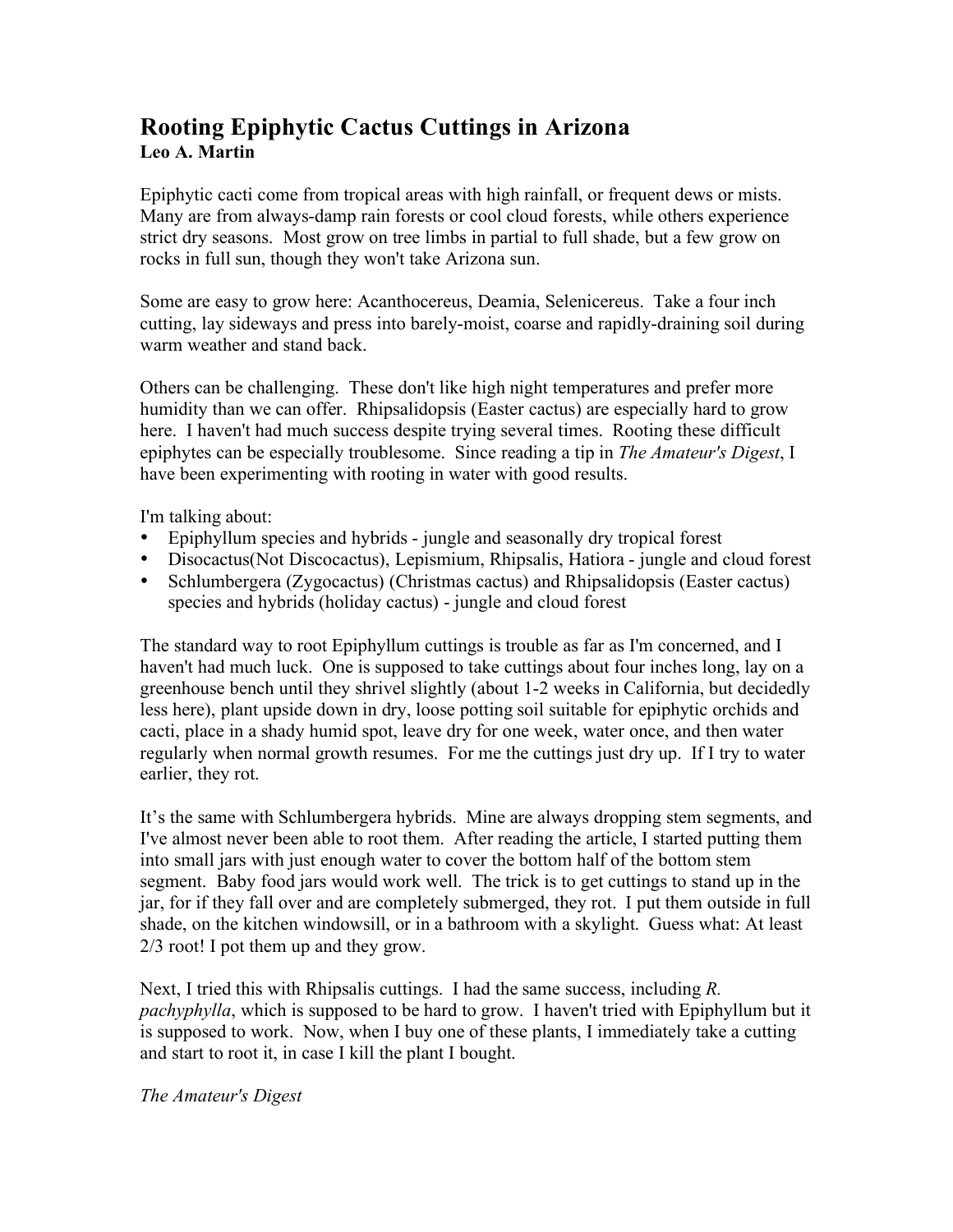# Rooting Epiphytic Cactus Cuttings in Arizona

**Leo A. Martin**

Epiphytic cacti come from tropical areas with high rainfall, or frequent dews or mists. Many are from always-damp rain forests or cool cloud forests, while others experience strict dry seasons. Most grow on tree limbs in partial to full shade, but a few grow on rocks in full sun, though they won't take Arizona sun.

Some are easy to grow here: Acanthocereus, Deamia, Selenicereus. Take a four inch cutting, lay sideways and press into barely-moist, coarse and rapidly-draining soil during warm weather and stand back.

Others can be challenging. These don't like high night temperatures and prefer more humidity than we can offer. Rhipsalidopsis (Easter cactus) are especially hard to grow here. I haven't had much success despite trying several times. Rooting these difficult epiphytes can be especially troublesome. Since reading a tip in *The Amateur's Digest*, I have been experimenting with rooting in water with good results.

I'm talking about:

- Epiphyllum species and hybrids - jungle and seasonally dry tropical forest
- Disocactus(Not Discocactus), Lepismium, Rhipsalis, Hatiora - jungle and cloud forest
- Schlumbergera (Zygocactus) (Christmas cactus) and Rhipsalidopsis (Easter cactus) species and hybrids (holiday cactus) - jungle and cloud forest

The standard way to root Epiphyllum cuttings is trouble as far as I'm concerned, and I haven't had much luck. One is supposed to take cuttings about four inches long, lay on a greenhouse bench until they shrivel slightly (about 1-2 weeks in California, but decidedly less here), plant upside down in dry, loose potting soil suitable for epiphytic orchids and cacti, place in a shady humid spot, leave dry for one week, water once, and then water regularly when normal growth resumes. For me the cuttings just dry up. If I try to water earlier, they rot.

It's the same with Schlumbergera hybrids. Mine are always dropping stem segments, and I've almost never been able to root them. After reading the article, I started putting them into small jars with just enough water to cover the bottom half of the bottom stem segment. Baby food jars would work well. The trick is to get cuttings to stand up in the jar, for if they fall over and are completely submerged, they rot. I put them outside in full shade, on the kitchen windowsill, or in a bathroom with a skylight. Guess what: At least 2/3 root! I pot them up and they grow.

Next, I tried this with Rhipsalis cuttings. I had the same success, including *R. pachyphylla*, which is supposed to be hard to grow. I haven't tried with Epiphyllum but it is supposed to work. Now, when I buy one of these plants, I immediately take a cutting and start to root it, in case I kill the plant I bought.

*The Amateur's Digest*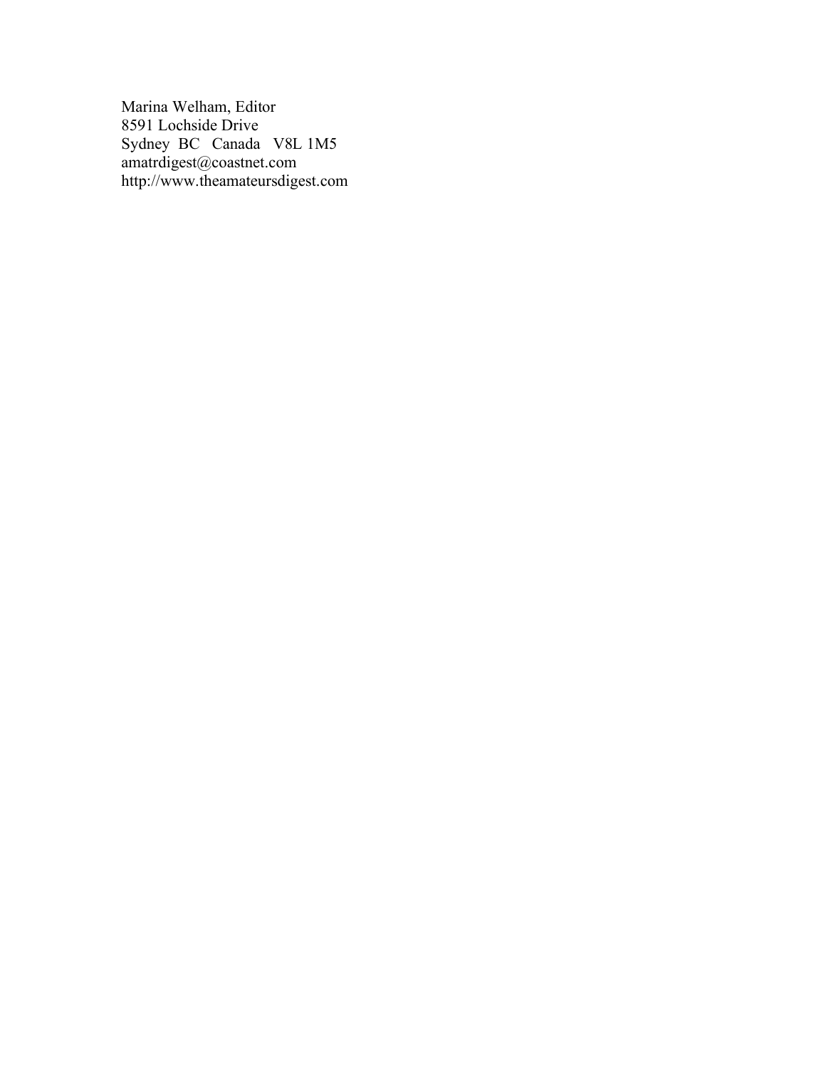Marina Welham, Editor
8591 Lochside Drive
Sydney BC Canada V8L 1M5
amatrdigest@coastnet.com
http://www.theamateursdigest.com